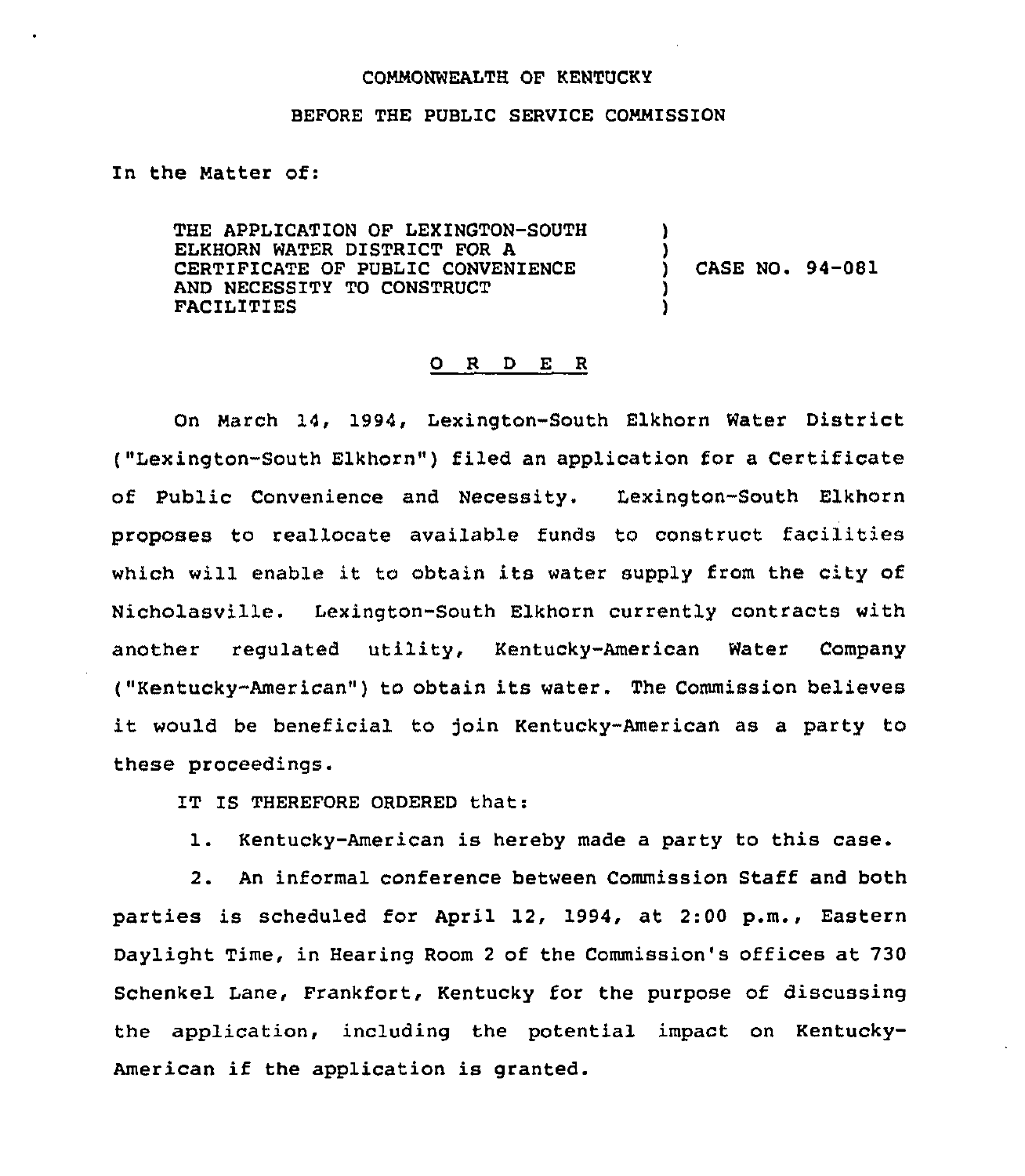COMMONWEALTH OF KENTUCKY

BEFORE THE PUBLIC SERVICE COMMISSION

In the Matter of:

| | | |
|---|---|---|
| THE APPLICATION OF LEXINGTON-SOUTH ELKHORN WATER DISTRICT FOR A CERTIFICATE OF PUBLIC CONVENIENCE AND NECESSITY TO CONSTRUCT FACILITIES | ) | CASE NO. 94-081 |

# O R D E R

On March 14, 1994, Lexington-South Elkhorn Water District ("Lexington-South Elkhorn") filed an application for a Certificate of Public Convenience and Necessity. Lexington-South Elkhorn proposes to reallocate available funds to construct facilities which will enable it to obtain its water supply from the city of Nicholasville. Lexington-South Elkhorn currently contracts with another regulated utility, Kentucky-American Water Company ("Kentucky-American") to obtain its water. The Commission believes it would be beneficial to join Kentucky-American as a party to these proceedings.

IT IS THEREFORE ORDERED that:

1. Kentucky-American is hereby made a party to this case.

2. An informal conference between Commission Staff and both parties is scheduled for April 12, 1994, at 2:00 p.m., Eastern Daylight Time, in Hearing Room 2 of the Commission's offices at 730 Schenkel Lane, Frankfort, Kentucky for the purpose of discussing the application, including the potential impact on Kentucky-American if the application is granted.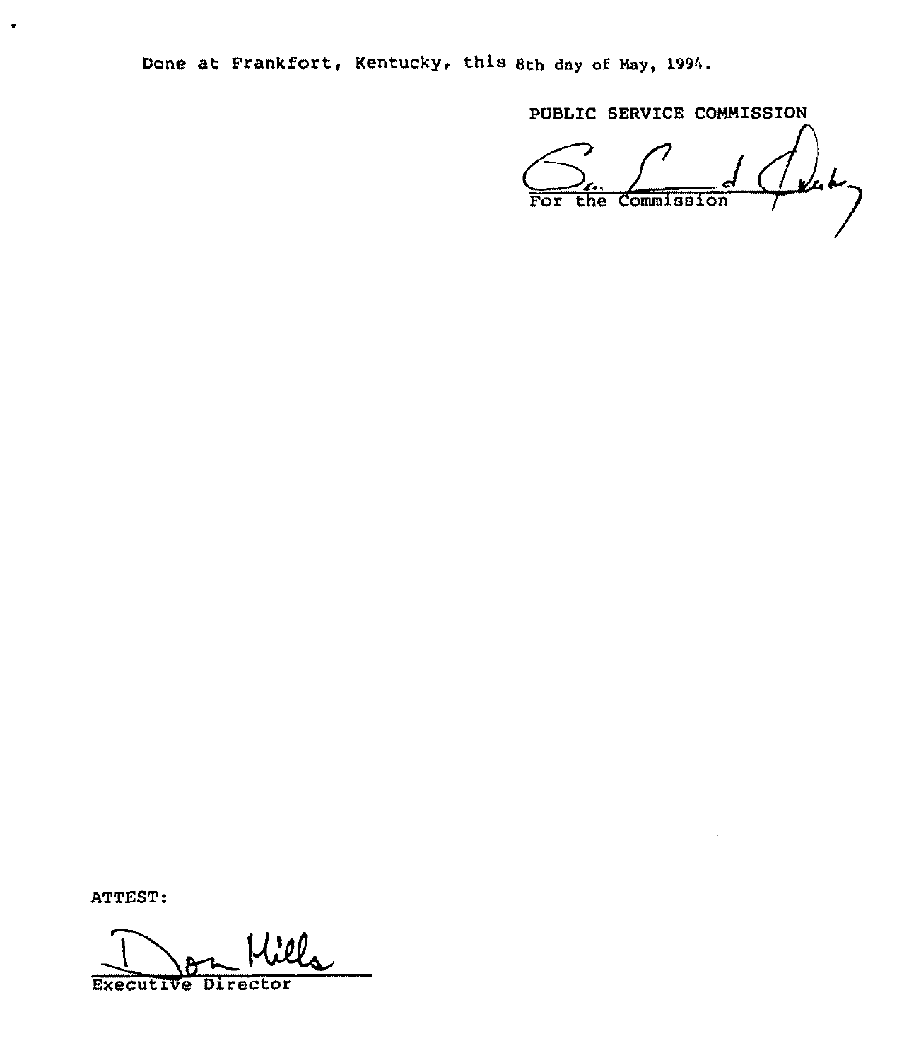Done at Frankfort, Kentucky, this 8th day of May, 1994.

PUBLIC SERVICE COMMISSION

For the Commission

ATTEST:

Executive Director